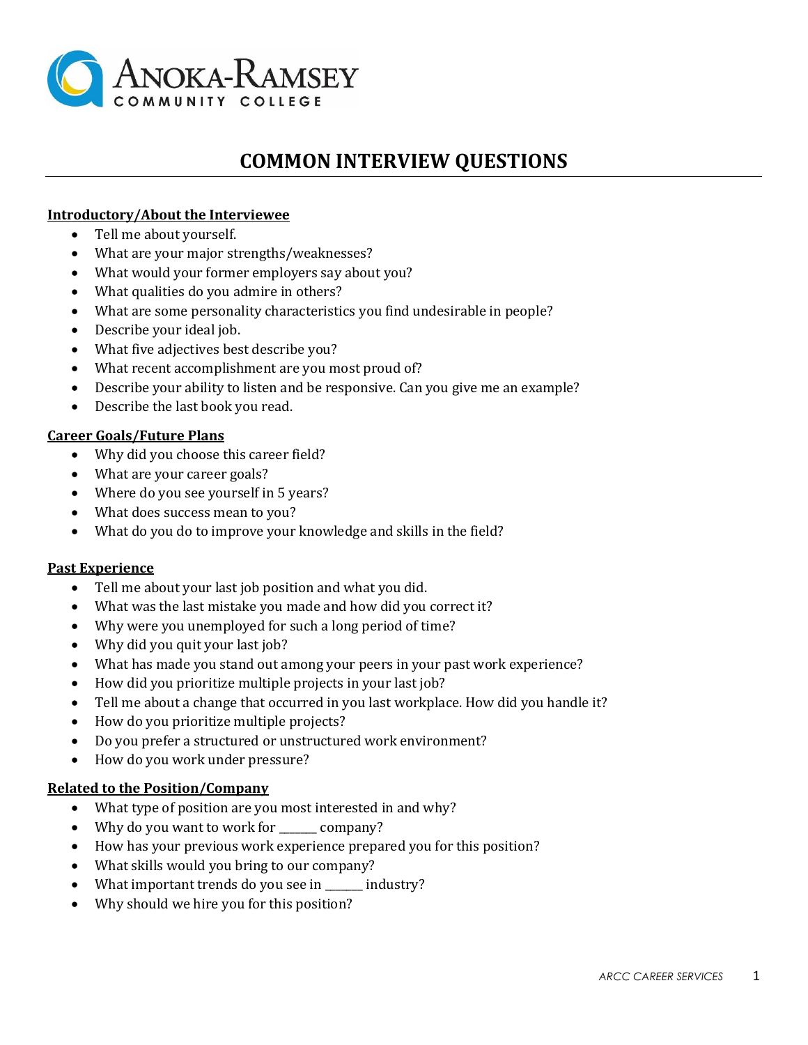Anoka-Ramsey Community College

# COMMON INTERVIEW QUESTIONS

**Introductory/About the Interviewee**

- Tell me about yourself.
- What are your major strengths/weaknesses?
- What would your former employers say about you?
- What qualities do you admire in others?
- What are some personality characteristics you find undesirable in people?
- Describe your ideal job.
- What five adjectives best describe you?
- What recent accomplishment are you most proud of?
- Describe your ability to listen and be responsive. Can you give me an example?
- Describe the last book you read.

**Career Goals/Future Plans**

- Why did you choose this career field?
- What are your career goals?
- Where do you see yourself in 5 years?
- What does success mean to you?
- What do you do to improve your knowledge and skills in the field?

**Past Experience**

- Tell me about your last job position and what you did.
- What was the last mistake you made and how did you correct it?
- Why were you unemployed for such a long period of time?
- Why did you quit your last job?
- What has made you stand out among your peers in your past work experience?
- How did you prioritize multiple projects in your last job?
- Tell me about a change that occurred in you last workplace. How did you handle it?
- How do you prioritize multiple projects?
- Do you prefer a structured or unstructured work environment?
- How do you work under pressure?

**Related to the Position/Company**

- What type of position are you most interested in and why?
- Why do you want to work for ______ company?
- How has your previous work experience prepared you for this position?
- What skills would you bring to our company?
- What important trends do you see in ______ industry?
- Why should we hire you for this position?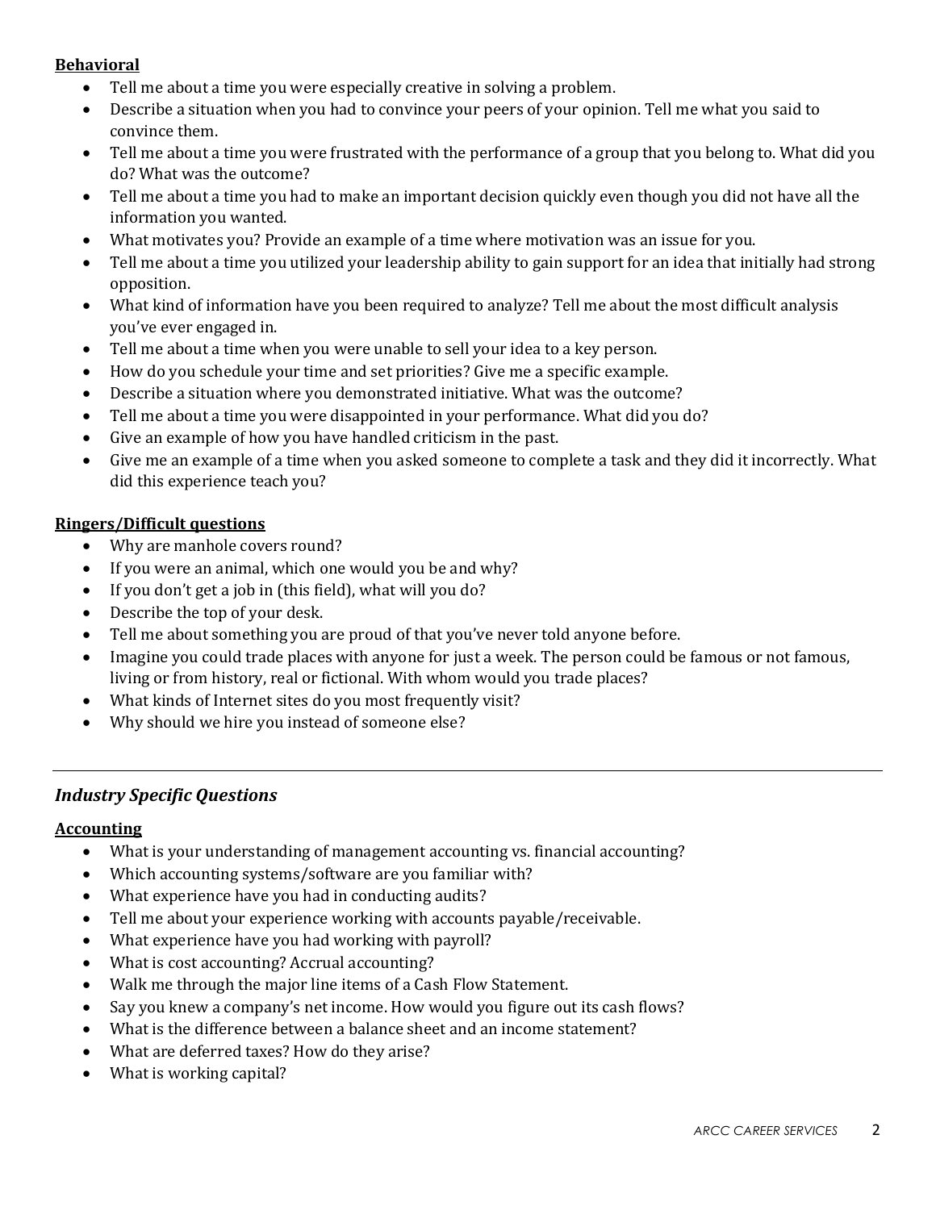**Behavioral**

- Tell me about a time you were especially creative in solving a problem.
- Describe a situation when you had to convince your peers of your opinion. Tell me what you said to convince them.
- Tell me about a time you were frustrated with the performance of a group that you belong to. What did you do? What was the outcome?
- Tell me about a time you had to make an important decision quickly even though you did not have all the information you wanted.
- What motivates you? Provide an example of a time where motivation was an issue for you.
- Tell me about a time you utilized your leadership ability to gain support for an idea that initially had strong opposition.
- What kind of information have you been required to analyze? Tell me about the most difficult analysis you've ever engaged in.
- Tell me about a time when you were unable to sell your idea to a key person.
- How do you schedule your time and set priorities? Give me a specific example.
- Describe a situation where you demonstrated initiative. What was the outcome?
- Tell me about a time you were disappointed in your performance. What did you do?
- Give an example of how you have handled criticism in the past.
- Give me an example of a time when you asked someone to complete a task and they did it incorrectly. What did this experience teach you?

**Ringers/Difficult questions**

- Why are manhole covers round?
- If you were an animal, which one would you be and why?
- If you don't get a job in (this field), what will you do?
- Describe the top of your desk.
- Tell me about something you are proud of that you've never told anyone before.
- Imagine you could trade places with anyone for just a week. The person could be famous or not famous, living or from history, real or fictional. With whom would you trade places?
- What kinds of Internet sites do you most frequently visit?
- Why should we hire you instead of someone else?

---

## *Industry Specific Questions*

**Accounting**

- What is your understanding of management accounting vs. financial accounting?
- Which accounting systems/software are you familiar with?
- What experience have you had in conducting audits?
- Tell me about your experience working with accounts payable/receivable.
- What experience have you had working with payroll?
- What is cost accounting? Accrual accounting?
- Walk me through the major line items of a Cash Flow Statement.
- Say you knew a company's net income. How would you figure out its cash flows?
- What is the difference between a balance sheet and an income statement?
- What are deferred taxes? How do they arise?
- What is working capital?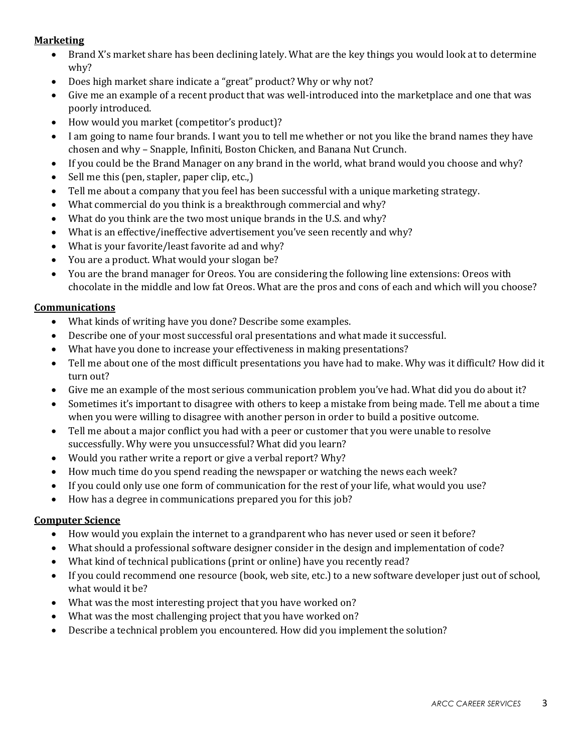## Marketing

- Brand X's market share has been declining lately. What are the key things you would look at to determine why?
- Does high market share indicate a "great" product? Why or why not?
- Give me an example of a recent product that was well-introduced into the marketplace and one that was poorly introduced.
- How would you market (competitor's product)?
- I am going to name four brands. I want you to tell me whether or not you like the brand names they have chosen and why – Snapple, Infiniti, Boston Chicken, and Banana Nut Crunch.
- If you could be the Brand Manager on any brand in the world, what brand would you choose and why?
- Sell me this (pen, stapler, paper clip, etc.,)
- Tell me about a company that you feel has been successful with a unique marketing strategy.
- What commercial do you think is a breakthrough commercial and why?
- What do you think are the two most unique brands in the U.S. and why?
- What is an effective/ineffective advertisement you've seen recently and why?
- What is your favorite/least favorite ad and why?
- You are a product. What would your slogan be?
- You are the brand manager for Oreos. You are considering the following line extensions: Oreos with chocolate in the middle and low fat Oreos. What are the pros and cons of each and which will you choose?

## Communications

- What kinds of writing have you done? Describe some examples.
- Describe one of your most successful oral presentations and what made it successful.
- What have you done to increase your effectiveness in making presentations?
- Tell me about one of the most difficult presentations you have had to make. Why was it difficult? How did it turn out?
- Give me an example of the most serious communication problem you've had. What did you do about it?
- Sometimes it's important to disagree with others to keep a mistake from being made. Tell me about a time when you were willing to disagree with another person in order to build a positive outcome.
- Tell me about a major conflict you had with a peer or customer that you were unable to resolve successfully. Why were you unsuccessful? What did you learn?
- Would you rather write a report or give a verbal report? Why?
- How much time do you spend reading the newspaper or watching the news each week?
- If you could only use one form of communication for the rest of your life, what would you use?
- How has a degree in communications prepared you for this job?

## Computer Science

- How would you explain the internet to a grandparent who has never used or seen it before?
- What should a professional software designer consider in the design and implementation of code?
- What kind of technical publications (print or online) have you recently read?
- If you could recommend one resource (book, web site, etc.) to a new software developer just out of school, what would it be?
- What was the most interesting project that you have worked on?
- What was the most challenging project that you have worked on?
- Describe a technical problem you encountered. How did you implement the solution?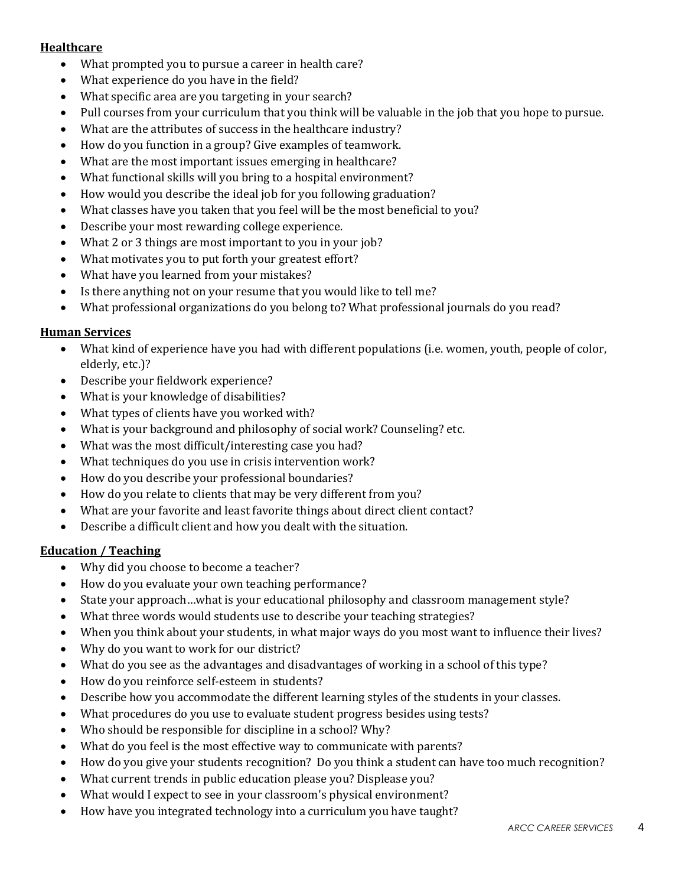## Healthcare

- What prompted you to pursue a career in health care?
- What experience do you have in the field?
- What specific area are you targeting in your search?
- Pull courses from your curriculum that you think will be valuable in the job that you hope to pursue.
- What are the attributes of success in the healthcare industry?
- How do you function in a group? Give examples of teamwork.
- What are the most important issues emerging in healthcare?
- What functional skills will you bring to a hospital environment?
- How would you describe the ideal job for you following graduation?
- What classes have you taken that you feel will be the most beneficial to you?
- Describe your most rewarding college experience.
- What 2 or 3 things are most important to you in your job?
- What motivates you to put forth your greatest effort?
- What have you learned from your mistakes?
- Is there anything not on your resume that you would like to tell me?
- What professional organizations do you belong to? What professional journals do you read?

## Human Services

- What kind of experience have you had with different populations (i.e. women, youth, people of color, elderly, etc.)?
- Describe your fieldwork experience?
- What is your knowledge of disabilities?
- What types of clients have you worked with?
- What is your background and philosophy of social work? Counseling? etc.
- What was the most difficult/interesting case you had?
- What techniques do you use in crisis intervention work?
- How do you describe your professional boundaries?
- How do you relate to clients that may be very different from you?
- What are your favorite and least favorite things about direct client contact?
- Describe a difficult client and how you dealt with the situation.

## Education / Teaching

- Why did you choose to become a teacher?
- How do you evaluate your own teaching performance?
- State your approach…what is your educational philosophy and classroom management style?
- What three words would students use to describe your teaching strategies?
- When you think about your students, in what major ways do you most want to influence their lives?
- Why do you want to work for our district?
- What do you see as the advantages and disadvantages of working in a school of this type?
- How do you reinforce self-esteem in students?
- Describe how you accommodate the different learning styles of the students in your classes.
- What procedures do you use to evaluate student progress besides using tests?
- Who should be responsible for discipline in a school? Why?
- What do you feel is the most effective way to communicate with parents?
- How do you give your students recognition? Do you think a student can have too much recognition?
- What current trends in public education please you? Displease you?
- What would I expect to see in your classroom's physical environment?
- How have you integrated technology into a curriculum you have taught?